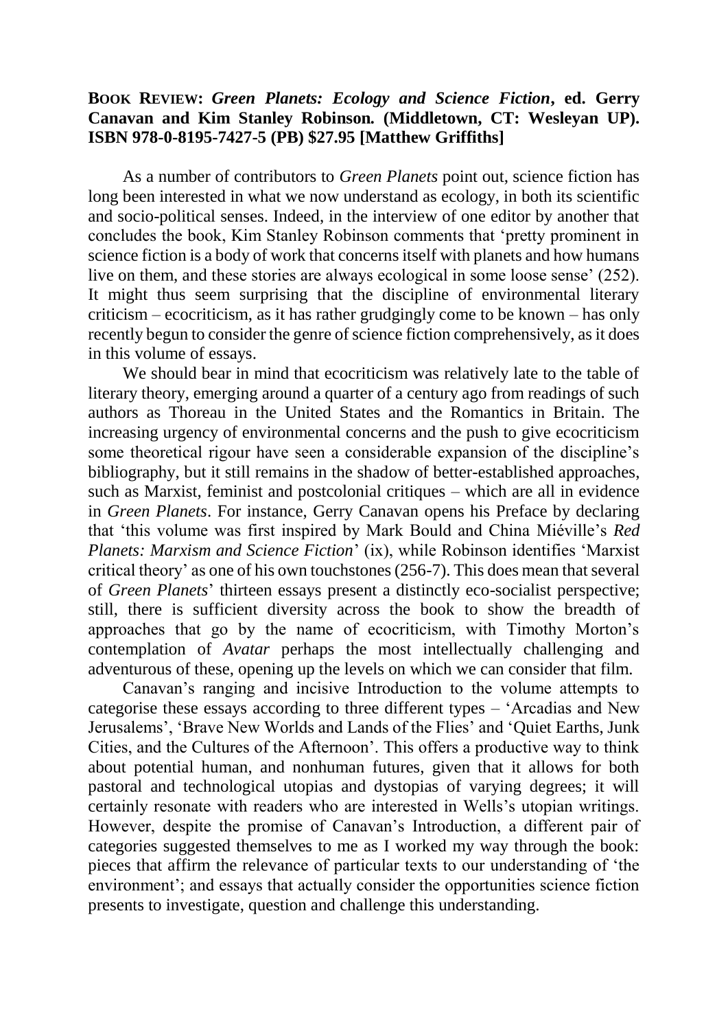**BOOK REVIEW: *Green Planets: Ecology and Science Fiction*, ed. Gerry Canavan and Kim Stanley Robinson. (Middletown, CT: Wesleyan UP). ISBN 978-0-8195-7427-5 (PB) $27.95 [Matthew Griffiths]**

As a number of contributors to *Green Planets* point out, science fiction has long been interested in what we now understand as ecology, in both its scientific and socio-political senses. Indeed, in the interview of one editor by another that concludes the book, Kim Stanley Robinson comments that 'pretty prominent in science fiction is a body of work that concerns itself with planets and how humans live on them, and these stories are always ecological in some loose sense' (252). It might thus seem surprising that the discipline of environmental literary criticism – ecocriticism, as it has rather grudgingly come to be known – has only recently begun to consider the genre of science fiction comprehensively, as it does in this volume of essays.

We should bear in mind that ecocriticism was relatively late to the table of literary theory, emerging around a quarter of a century ago from readings of such authors as Thoreau in the United States and the Romantics in Britain. The increasing urgency of environmental concerns and the push to give ecocriticism some theoretical rigour have seen a considerable expansion of the discipline's bibliography, but it still remains in the shadow of better-established approaches, such as Marxist, feminist and postcolonial critiques – which are all in evidence in *Green Planets*. For instance, Gerry Canavan opens his Preface by declaring that 'this volume was first inspired by Mark Bould and China Miéville's *Red Planets: Marxism and Science Fiction*' (ix), while Robinson identifies 'Marxist critical theory' as one of his own touchstones (256-7). This does mean that several of *Green Planets*' thirteen essays present a distinctly eco-socialist perspective; still, there is sufficient diversity across the book to show the breadth of approaches that go by the name of ecocriticism, with Timothy Morton's contemplation of *Avatar* perhaps the most intellectually challenging and adventurous of these, opening up the levels on which we can consider that film.

Canavan's ranging and incisive Introduction to the volume attempts to categorise these essays according to three different types – 'Arcadias and New Jerusalems', 'Brave New Worlds and Lands of the Flies' and 'Quiet Earths, Junk Cities, and the Cultures of the Afternoon'. This offers a productive way to think about potential human, and nonhuman futures, given that it allows for both pastoral and technological utopias and dystopias of varying degrees; it will certainly resonate with readers who are interested in Wells's utopian writings. However, despite the promise of Canavan's Introduction, a different pair of categories suggested themselves to me as I worked my way through the book: pieces that affirm the relevance of particular texts to our understanding of 'the environment'; and essays that actually consider the opportunities science fiction presents to investigate, question and challenge this understanding.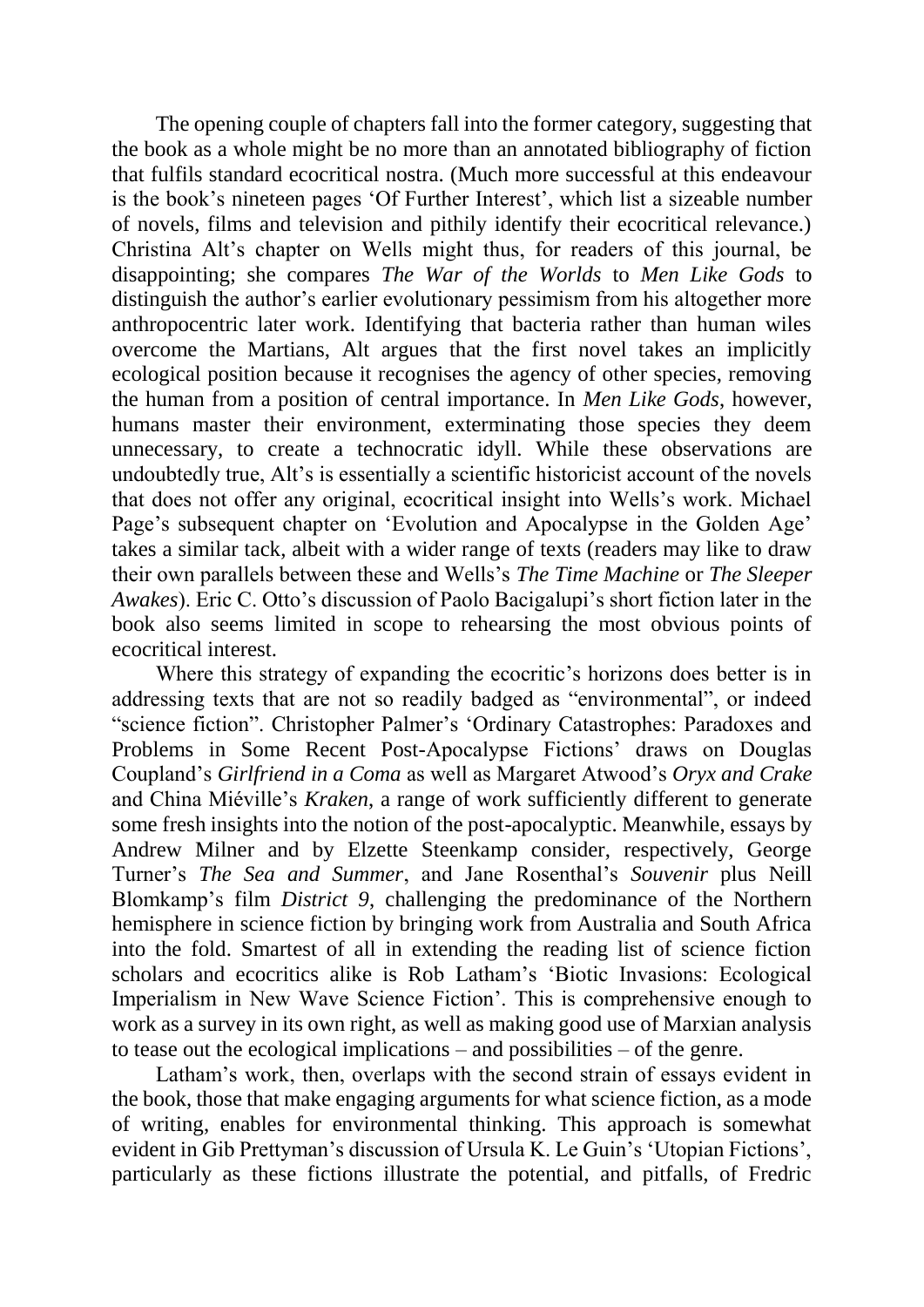The opening couple of chapters fall into the former category, suggesting that the book as a whole might be no more than an annotated bibliography of fiction that fulfils standard ecocritical nostra. (Much more successful at this endeavour is the book's nineteen pages 'Of Further Interest', which list a sizeable number of novels, films and television and pithily identify their ecocritical relevance.) Christina Alt's chapter on Wells might thus, for readers of this journal, be disappointing; she compares *The War of the Worlds* to *Men Like Gods* to distinguish the author's earlier evolutionary pessimism from his altogether more anthropocentric later work. Identifying that bacteria rather than human wiles overcome the Martians, Alt argues that the first novel takes an implicitly ecological position because it recognises the agency of other species, removing the human from a position of central importance. In *Men Like Gods*, however, humans master their environment, exterminating those species they deem unnecessary, to create a technocratic idyll. While these observations are undoubtedly true, Alt's is essentially a scientific historicist account of the novels that does not offer any original, ecocritical insight into Wells's work. Michael Page's subsequent chapter on 'Evolution and Apocalypse in the Golden Age' takes a similar tack, albeit with a wider range of texts (readers may like to draw their own parallels between these and Wells's *The Time Machine* or *The Sleeper Awakes*). Eric C. Otto's discussion of Paolo Bacigalupi's short fiction later in the book also seems limited in scope to rehearsing the most obvious points of ecocritical interest.

Where this strategy of expanding the ecocritic's horizons does better is in addressing texts that are not so readily badged as "environmental", or indeed "science fiction". Christopher Palmer's 'Ordinary Catastrophes: Paradoxes and Problems in Some Recent Post-Apocalypse Fictions' draws on Douglas Coupland's *Girlfriend in a Coma* as well as Margaret Atwood's *Oryx and Crake* and China Miéville's *Kraken*, a range of work sufficiently different to generate some fresh insights into the notion of the post-apocalyptic. Meanwhile, essays by Andrew Milner and by Elzette Steenkamp consider, respectively, George Turner's *The Sea and Summer*, and Jane Rosenthal's *Souvenir* plus Neill Blomkamp's film *District 9*, challenging the predominance of the Northern hemisphere in science fiction by bringing work from Australia and South Africa into the fold. Smartest of all in extending the reading list of science fiction scholars and ecocritics alike is Rob Latham's 'Biotic Invasions: Ecological Imperialism in New Wave Science Fiction'. This is comprehensive enough to work as a survey in its own right, as well as making good use of Marxian analysis to tease out the ecological implications – and possibilities – of the genre.

Latham's work, then, overlaps with the second strain of essays evident in the book, those that make engaging arguments for what science fiction, as a mode of writing, enables for environmental thinking. This approach is somewhat evident in Gib Prettyman's discussion of Ursula K. Le Guin's 'Utopian Fictions', particularly as these fictions illustrate the potential, and pitfalls, of Fredric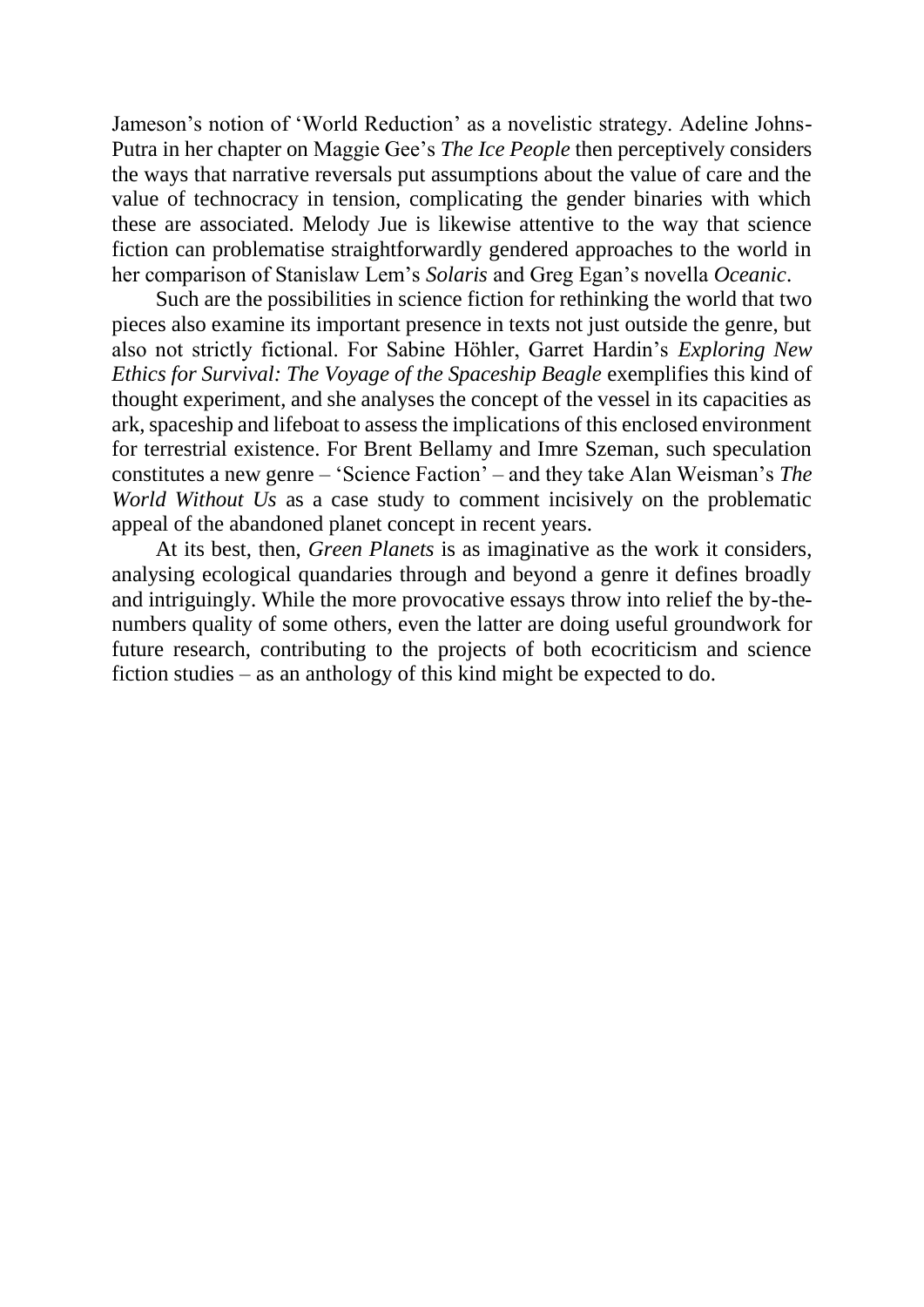Jameson's notion of 'World Reduction' as a novelistic strategy. Adeline Johns-Putra in her chapter on Maggie Gee's *The Ice People* then perceptively considers the ways that narrative reversals put assumptions about the value of care and the value of technocracy in tension, complicating the gender binaries with which these are associated. Melody Jue is likewise attentive to the way that science fiction can problematise straightforwardly gendered approaches to the world in her comparison of Stanislaw Lem's *Solaris* and Greg Egan's novella *Oceanic*.

Such are the possibilities in science fiction for rethinking the world that two pieces also examine its important presence in texts not just outside the genre, but also not strictly fictional. For Sabine Höhler, Garret Hardin's *Exploring New Ethics for Survival: The Voyage of the Spaceship Beagle* exemplifies this kind of thought experiment, and she analyses the concept of the vessel in its capacities as ark, spaceship and lifeboat to assess the implications of this enclosed environment for terrestrial existence. For Brent Bellamy and Imre Szeman, such speculation constitutes a new genre – 'Science Faction' – and they take Alan Weisman's *The World Without Us* as a case study to comment incisively on the problematic appeal of the abandoned planet concept in recent years.

At its best, then, *Green Planets* is as imaginative as the work it considers, analysing ecological quandaries through and beyond a genre it defines broadly and intriguingly. While the more provocative essays throw into relief the by-the-numbers quality of some others, even the latter are doing useful groundwork for future research, contributing to the projects of both ecocriticism and science fiction studies – as an anthology of this kind might be expected to do.